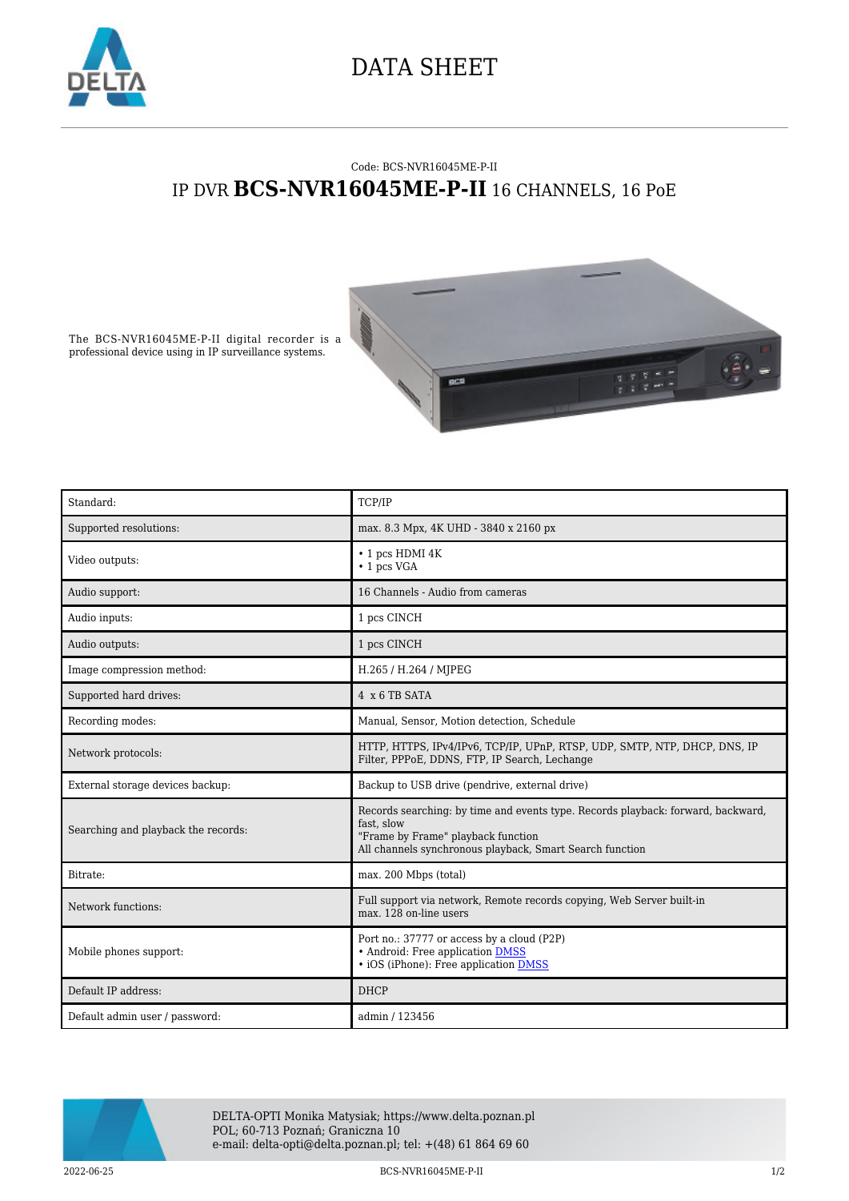# DATA SHEET

Code: BCS-NVR16045ME-P-II

## IP DVR **BCS-NVR16045ME-P-II** 16 CHANNELS, 16 PoE

The BCS-NVR16045ME-P-II digital recorder is a professional device using in IP surveillance systems.

| | |
|---|---|
| Standard: | TCP/IP |
| Supported resolutions: | max. 8.3 Mpx, 4K UHD - 3840 x 2160 px |
| Video outputs: | • 1 pcs HDMI 4K<br>• 1 pcs VGA |
| Audio support: | 16 Channels - Audio from cameras |
| Audio inputs: | 1 pcs CINCH |
| Audio outputs: | 1 pcs CINCH |
| Image compression method: | H.265 / H.264 / MJPEG |
| Supported hard drives: | 4 x 6 TB SATA |
| Recording modes: | Manual, Sensor, Motion detection, Schedule |
| Network protocols: | HTTP, HTTPS, IPv4/IPv6, TCP/IP, UPnP, RTSP, UDP, SMTP, NTP, DHCP, DNS, IP Filter, PPPoE, DDNS, FTP, IP Search, Lechange |
| External storage devices backup: | Backup to USB drive (pendrive, external drive) |
| Searching and playback the records: | Records searching: by time and events type. Records playback: forward, backward, fast, slow<br>"Frame by Frame" playback function<br>All channels synchronous playback, Smart Search function |
| Bitrate: | max. 200 Mbps (total) |
| Network functions: | Full support via network, Remote records copying, Web Server built-in<br>max. 128 on-line users |
| Mobile phones support: | Port no.: 37777 or access by a cloud (P2P)<br>• Android: Free application DMSS<br>• iOS (iPhone): Free application DMSS |
| Default IP address: | DHCP |
| Default admin user / password: | admin / 123456 |

DELTA-OPTI Monika Matysiak; https://www.delta.poznan.pl
POL; 60-713 Poznań; Graniczna 10
e-mail: delta-opti@delta.poznan.pl; tel: +(48) 61 864 69 60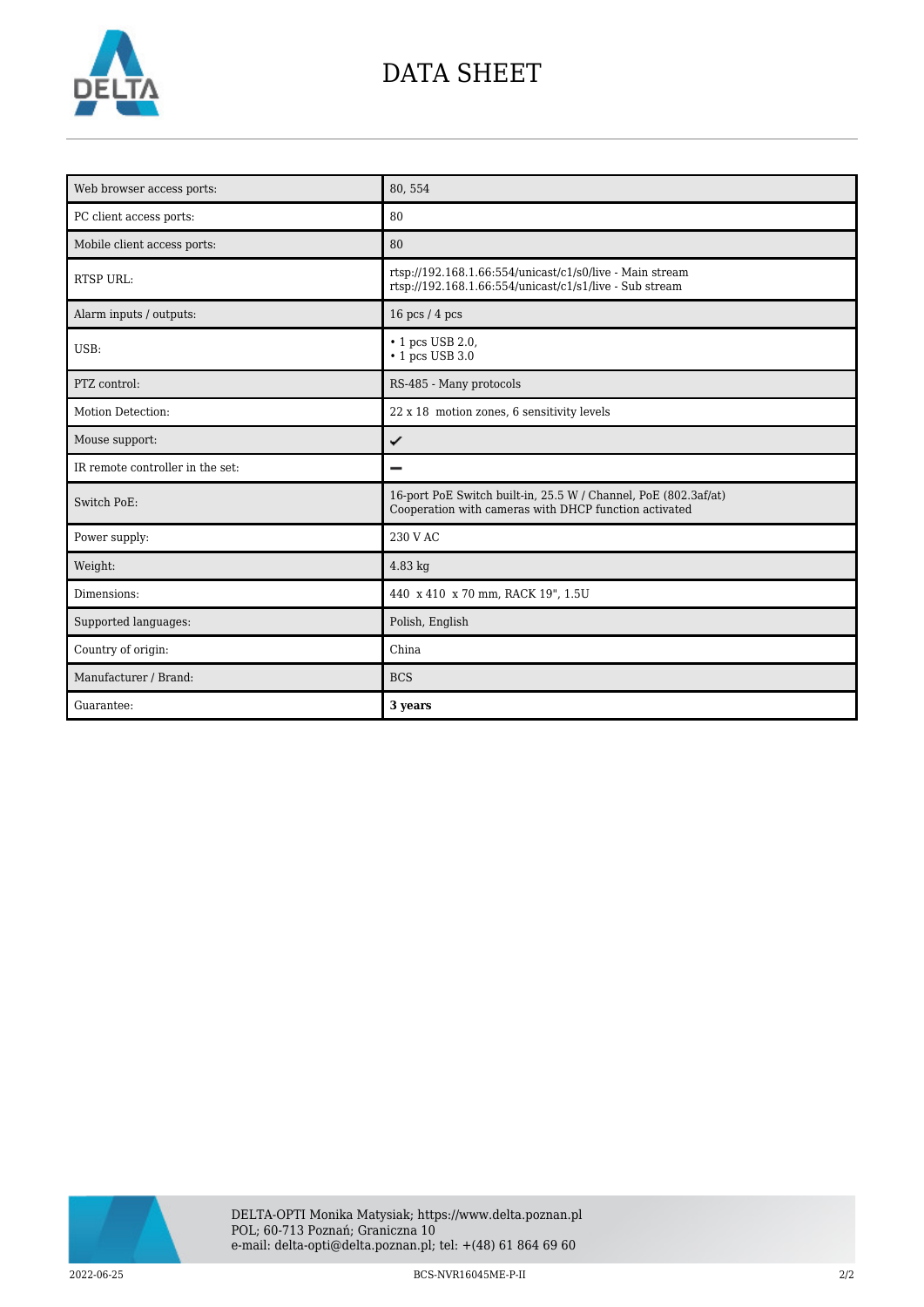# DATA SHEET

| | |
|---|---|
| Web browser access ports: | 80, 554 |
| PC client access ports: | 80 |
| Mobile client access ports: | 80 |
| RTSP URL: | rtsp://192.168.1.66:554/unicast/c1/s0/live - Main stream<br>rtsp://192.168.1.66:554/unicast/c1/s1/live - Sub stream |
| Alarm inputs / outputs: | 16 pcs / 4 pcs |
| USB: | • 1 pcs USB 2.0,<br>• 1 pcs USB 3.0 |
| PTZ control: | RS-485 - Many protocols |
| Motion Detection: | 22 x 18 motion zones, 6 sensitivity levels |
| Mouse support: | ✓ |
| IR remote controller in the set: | – |
| Switch PoE: | 16-port PoE Switch built-in, 25.5 W / Channel, PoE (802.3af/at)<br>Cooperation with cameras with DHCP function activated |
| Power supply: | 230 V AC |
| Weight: | 4.83 kg |
| Dimensions: | 440 x 410 x 70 mm, RACK 19", 1.5U |
| Supported languages: | Polish, English |
| Country of origin: | China |
| Manufacturer / Brand: | BCS |
| Guarantee: | **3 years** |

DELTA-OPTI Monika Matysiak; https://www.delta.poznan.pl
POL; 60-713 Poznań; Graniczna 10
e-mail: delta-opti@delta.poznan.pl; tel: +(48) 61 864 69 60

2022-06-25 BCS-NVR16045ME-P-II